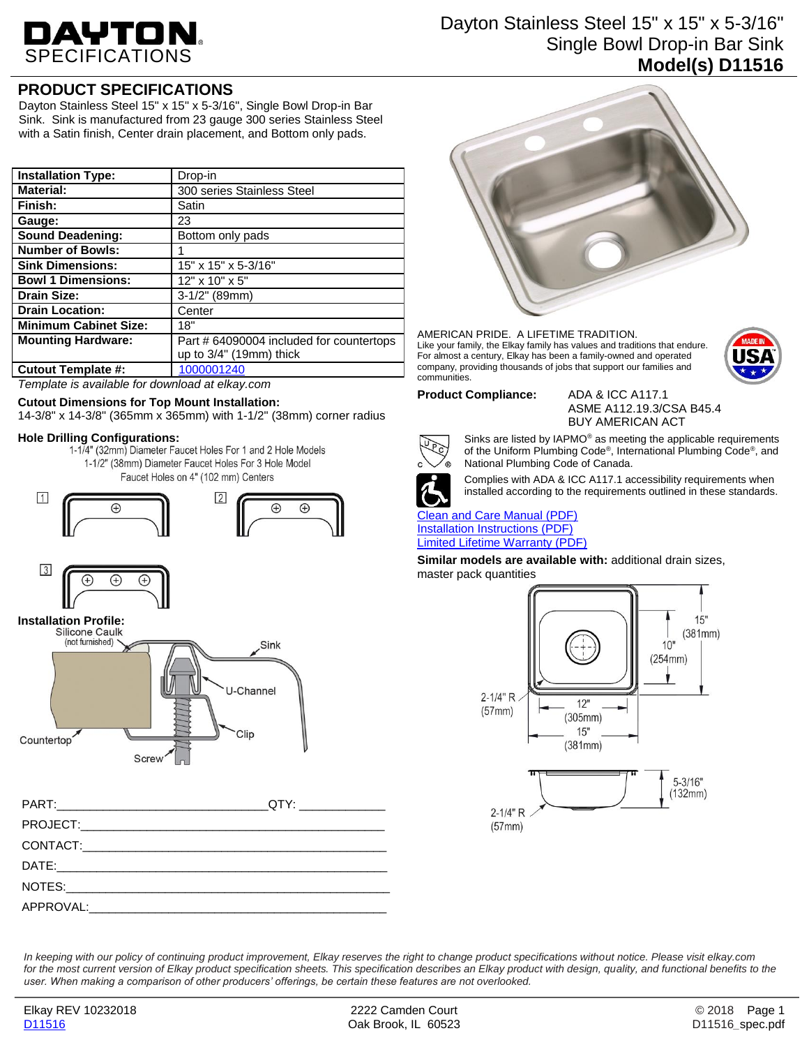# DAYTON SPECIFICATIONS

## Dayton Stainless Steel 15" x 15" x 5-3/16" Single Bowl Drop-in Bar Sink
**Model(s) D11516**

## PRODUCT SPECIFICATIONS

Dayton Stainless Steel 15" x 15" x 5-3/16", Single Bowl Drop-in Bar Sink. Sink is manufactured from 23 gauge 300 series Stainless Steel with a Satin finish, Center drain placement, and Bottom only pads.

| | |
|---|---|
| **Installation Type:** | Drop-in |
| **Material:** | 300 series Stainless Steel |
| **Finish:** | Satin |
| **Gauge:** | 23 |
| **Sound Deadening:** | Bottom only pads |
| **Number of Bowls:** | 1 |
| **Sink Dimensions:** | 15" x 15" x 5-3/16" |
| **Bowl 1 Dimensions:** | 12" x 10" x 5" |
| **Drain Size:** | 3-1/2" (89mm) |
| **Drain Location:** | Center |
| **Minimum Cabinet Size:** | 18" |
| **Mounting Hardware:** | Part # 64090004 included for countertops up to 3/4" (19mm) thick |
| **Cutout Template #:** | 1000001240 |

*Template is available for download at elkay.com*

**Cutout Dimensions for Top Mount Installation:**
14-3/8" x 14-3/8" (365mm x 365mm) with 1-1/2" (38mm) corner radius

**Hole Drilling Configurations:**
1-1/4" (32mm) Diameter Faucet Holes For 1 and 2 Hole Models
1-1/2" (38mm) Diameter Faucet Holes For 3 Hole Model
Faucet Holes on 4" (102 mm) Centers

1 2 3

**Installation Profile:**
Silicone Caulk (not furnished), Sink, U-Channel, Clip, Countertop, Screw

PART:\_\_\_\_\_\_\_\_\_\_\_\_\_\_\_\_\_\_\_\_ QTY: \_\_\_\_\_\_\_\_
PROJECT:\_\_\_\_\_\_\_\_\_\_\_\_\_\_\_\_\_\_\_\_
CONTACT:\_\_\_\_\_\_\_\_\_\_\_\_\_\_\_\_\_\_\_\_
DATE:\_\_\_\_\_\_\_\_\_\_\_\_\_\_\_\_\_\_\_\_
NOTES:\_\_\_\_\_\_\_\_\_\_\_\_\_\_\_\_\_\_\_\_
APPROVAL:\_\_\_\_\_\_\_\_\_\_\_\_\_\_\_\_\_\_\_\_

AMERICAN PRIDE. A LIFETIME TRADITION.
Like your family, the Elkay family has values and traditions that endure. For almost a century, Elkay has been a family-owned and operated company, providing thousands of jobs that support our families and communities.

MADE IN USA

**Product Compliance:** ADA & ICC A117.1
ASME A112.19.3/CSA B45.4
BUY AMERICAN ACT

Sinks are listed by IAPMO® as meeting the applicable requirements of the Uniform Plumbing Code®, International Plumbing Code®, and National Plumbing Code of Canada.

Complies with ADA & ICC A117.1 accessibility requirements when installed according to the requirements outlined in these standards.

Clean and Care Manual (PDF)
Installation Instructions (PDF)
Limited Lifetime Warranty (PDF)

**Similar models are available with:** additional drain sizes, master pack quantities

15" (381mm)
10" (254mm)
2-1/4" R (57mm)
12" (305mm)
15" (381mm)
5-3/16" (132mm)
2-1/4" R (57mm)

*In keeping with our policy of continuing product improvement, Elkay reserves the right to change product specifications without notice. Please visit elkay.com for the most current version of Elkay product specification sheets. This specification describes an Elkay product with design, quality, and functional benefits to the user. When making a comparison of other producers' offerings, be certain these features are not overlooked.*

Elkay REV 10232018
D11516
2222 Camden Court
Oak Brook, IL 60523
© 2018
D11516_spec.pdf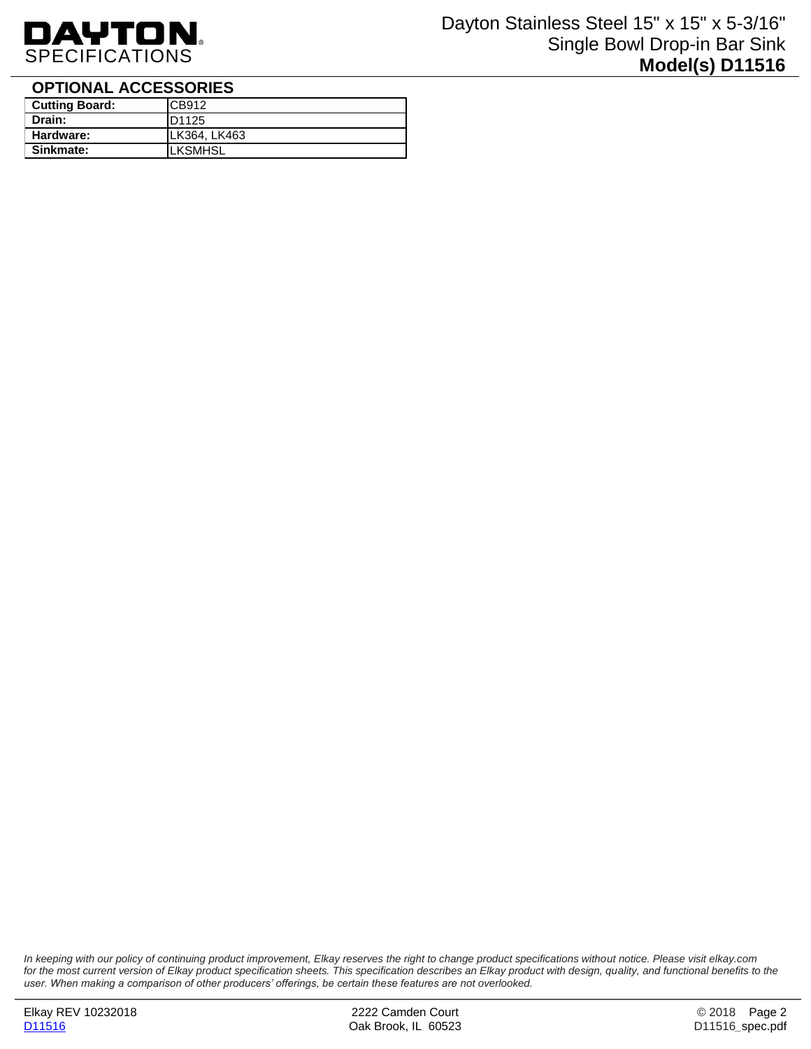## OPTIONAL ACCESSORIES

| | |
|---|---|
| **Cutting Board:** | CB912 |
| **Drain:** | D1125 |
| **Hardware:** | LK364, LK463 |
| **Sinkmate:** | LKSMHSL |

*In keeping with our policy of continuing product improvement, Elkay reserves the right to change product specifications without notice. Please visit elkay.com for the most current version of Elkay product specification sheets. This specification describes an Elkay product with design, quality, and functional benefits to the user. When making a comparison of other producers' offerings, be certain these features are not overlooked.*

Elkay REV 10232018
D11516

2222 Camden Court
Oak Brook, IL 60523

© 2018
D11516_spec.pdf